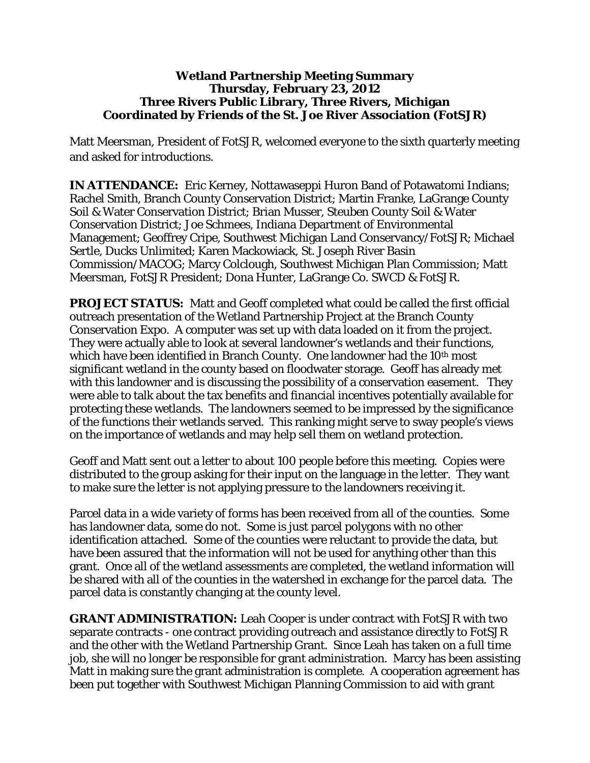**Wetland Partnership Meeting Summary**
**Thursday, February 23, 2012**
**Three Rivers Public Library, Three Rivers, Michigan**
**Coordinated by Friends of the St. Joe River Association (FotSJR)**

Matt Meersman, President of FotSJR, welcomed everyone to the sixth quarterly meeting and asked for introductions.

**IN ATTENDANCE:** Eric Kerney, Nottawaseppi Huron Band of Potawatomi Indians; Rachel Smith, Branch County Conservation District; Martin Franke, LaGrange County Soil & Water Conservation District; Brian Musser, Steuben County Soil & Water Conservation District; Joe Schmees, Indiana Department of Environmental Management; Geoffrey Cripe, Southwest Michigan Land Conservancy/FotSJR; Michael Sertle, Ducks Unlimited; Karen Mackowiack, St. Joseph River Basin Commission/MACOG; Marcy Colclough, Southwest Michigan Plan Commission; Matt Meersman, FotSJR President; Dona Hunter, LaGrange Co. SWCD & FotSJR.

**PROJECT STATUS:** Matt and Geoff completed what could be called the first official outreach presentation of the Wetland Partnership Project at the Branch County Conservation Expo. A computer was set up with data loaded on it from the project. They were actually able to look at several landowner's wetlands and their functions, which have been identified in Branch County. One landowner had the 10th most significant wetland in the county based on floodwater storage. Geoff has already met with this landowner and is discussing the possibility of a conservation easement. They were able to talk about the tax benefits and financial incentives potentially available for protecting these wetlands. The landowners seemed to be impressed by the significance of the functions their wetlands served. This ranking might serve to sway people's views on the importance of wetlands and may help sell them on wetland protection.

Geoff and Matt sent out a letter to about 100 people before this meeting. Copies were distributed to the group asking for their input on the language in the letter. They want to make sure the letter is not applying pressure to the landowners receiving it.

Parcel data in a wide variety of forms has been received from all of the counties. Some has landowner data, some do not. Some is just parcel polygons with no other identification attached. Some of the counties were reluctant to provide the data, but have been assured that the information will not be used for anything other than this grant. Once all of the wetland assessments are completed, the wetland information will be shared with all of the counties in the watershed in exchange for the parcel data. The parcel data is constantly changing at the county level.

**GRANT ADMINISTRATION:** Leah Cooper is under contract with FotSJR with two separate contracts - one contract providing outreach and assistance directly to FotSJR and the other with the Wetland Partnership Grant. Since Leah has taken on a full time job, she will no longer be responsible for grant administration. Marcy has been assisting Matt in making sure the grant administration is complete. A cooperation agreement has been put together with Southwest Michigan Planning Commission to aid with grant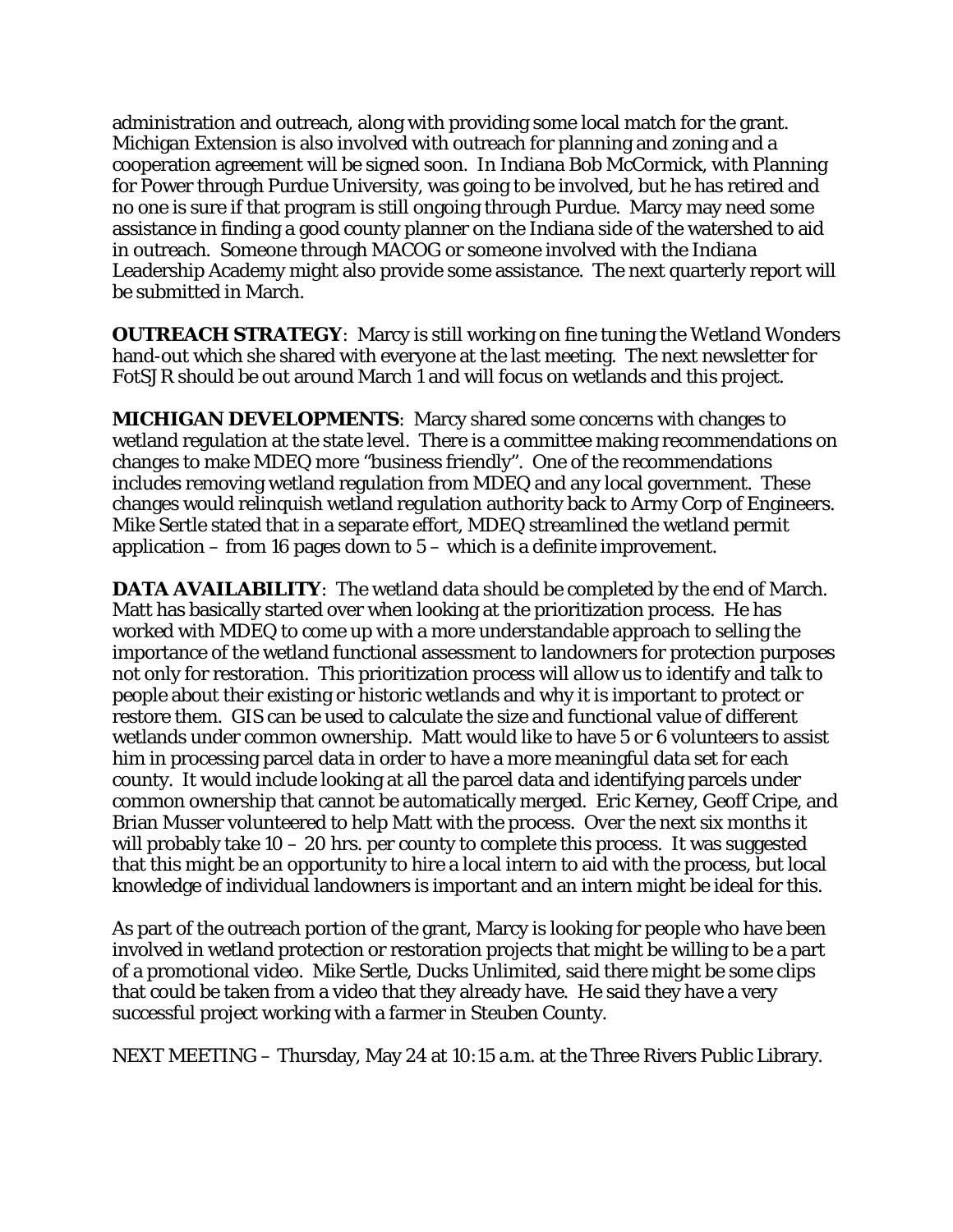administration and outreach, along with providing some local match for the grant. Michigan Extension is also involved with outreach for planning and zoning and a cooperation agreement will be signed soon. In Indiana Bob McCormick, with Planning for Power through Purdue University, was going to be involved, but he has retired and no one is sure if that program is still ongoing through Purdue. Marcy may need some assistance in finding a good county planner on the Indiana side of the watershed to aid in outreach. Someone through MACOG or someone involved with the Indiana Leadership Academy might also provide some assistance. The next quarterly report will be submitted in March.

**OUTREACH STRATEGY**: Marcy is still working on fine tuning the Wetland Wonders hand-out which she shared with everyone at the last meeting. The next newsletter for FotSJR should be out around March 1 and will focus on wetlands and this project.

**MICHIGAN DEVELOPMENTS**: Marcy shared some concerns with changes to wetland regulation at the state level. There is a committee making recommendations on changes to make MDEQ more "business friendly". One of the recommendations includes removing wetland regulation from MDEQ and any local government. These changes would relinquish wetland regulation authority back to Army Corp of Engineers. Mike Sertle stated that in a separate effort, MDEQ streamlined the wetland permit application – from 16 pages down to 5 – which is a definite improvement.

**DATA AVAILABILITY**: The wetland data should be completed by the end of March. Matt has basically started over when looking at the prioritization process. He has worked with MDEQ to come up with a more understandable approach to selling the importance of the wetland functional assessment to landowners for protection purposes not only for restoration. This prioritization process will allow us to identify and talk to people about their existing or historic wetlands and why it is important to protect or restore them. GIS can be used to calculate the size and functional value of different wetlands under common ownership. Matt would like to have 5 or 6 volunteers to assist him in processing parcel data in order to have a more meaningful data set for each county. It would include looking at all the parcel data and identifying parcels under common ownership that cannot be automatically merged. Eric Kerney, Geoff Cripe, and Brian Musser volunteered to help Matt with the process. Over the next six months it will probably take 10 – 20 hrs. per county to complete this process. It was suggested that this might be an opportunity to hire a local intern to aid with the process, but local knowledge of individual landowners is important and an intern might be ideal for this.

As part of the outreach portion of the grant, Marcy is looking for people who have been involved in wetland protection or restoration projects that might be willing to be a part of a promotional video. Mike Sertle, Ducks Unlimited, said there might be some clips that could be taken from a video that they already have. He said they have a very successful project working with a farmer in Steuben County.

NEXT MEETING – Thursday, May 24 at 10:15 a.m. at the Three Rivers Public Library.